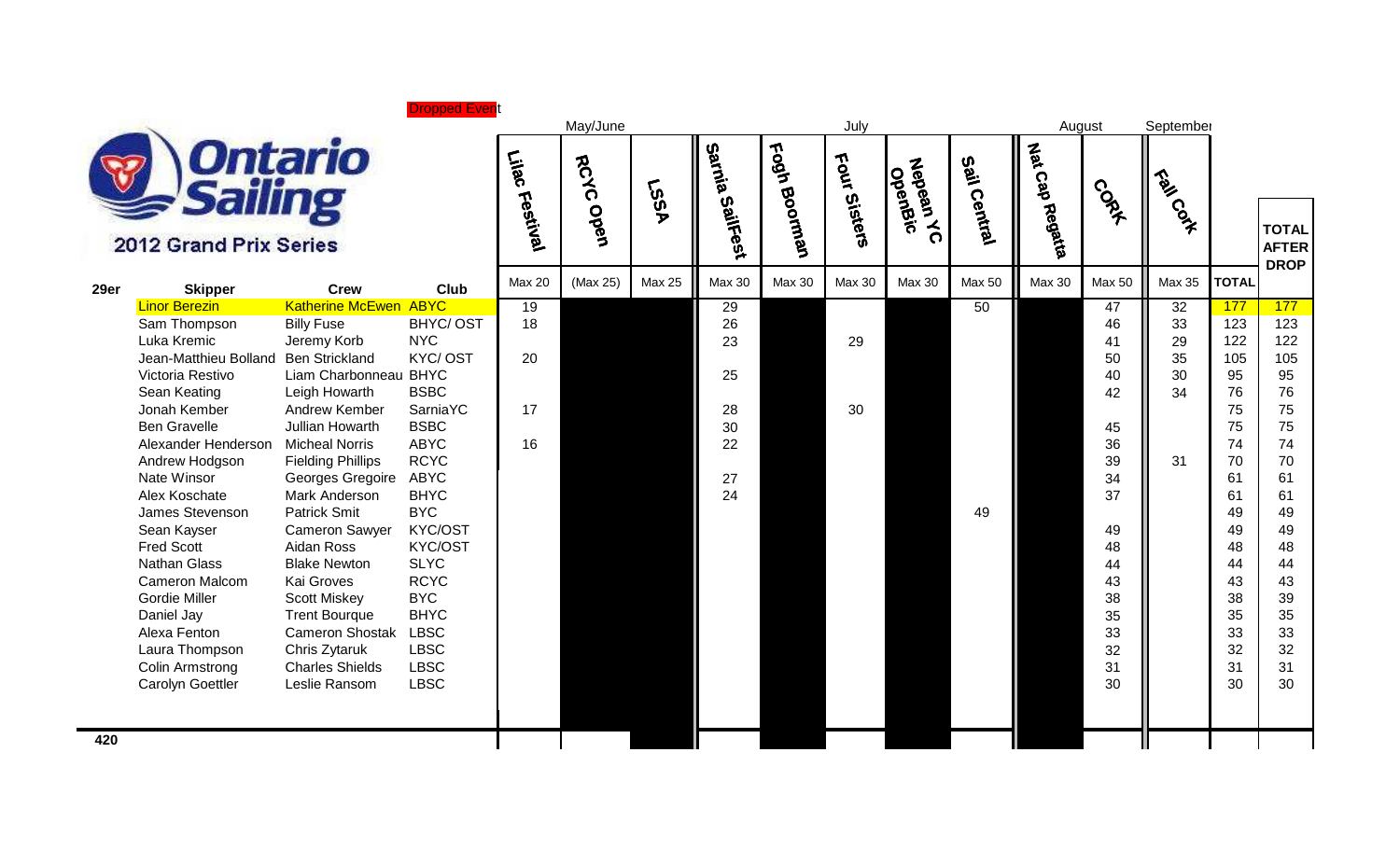# Ontario Sailing

## 2012 Grand Prix Series

Dropped Event

| 29er | Skipper | Crew | Club | Lilac Festival | RCYC Open | LSSA | Sarnia SailFest | Fogh Boorman | Four Sisters | Nepean YC OpenBic | Sail Central | Nat Cap Regatta | CORK | Fall Cork | TOTAL | TOTAL AFTER DROP |
|---|---|---|---|---|---|---|---|---|---|---|---|---|---|---|---|---|
| | | | | | May/June | | | | July | | | | August | September | | |
| | | | | Max 20 | (Max 25) | Max 25 | Max 30 | Max 30 | Max 30 | Max 30 | Max 50 | Max 30 | Max 50 | Max 35 | TOTAL | |
| | Linor Berezin | Katherine McEwen | ABYC | 19 | | | 29 | | | | 50 | | 47 | 32 | 177 | 177 |
| | Sam Thompson | Billy Fuse | BHYC/ OST | 18 | | | 26 | | | | | | 46 | 33 | 123 | 123 |
| | Luka Kremic | Jeremy Korb | NYC | | | | 23 | | 29 | | | | 41 | 29 | 122 | 122 |
| | Jean-Matthieu Bolland | Ben Strickland | KYC/ OST | 20 | | | | | | | | | 50 | 35 | 105 | 105 |
| | Victoria Restivo | Liam Charbonneau | BHYC | | | | 25 | | | | | | 40 | 30 | 95 | 95 |
| | Sean Keating | Leigh Howarth | BSBC | | | | | | | | | | 42 | 34 | 76 | 76 |
| | Jonah Kember | Andrew Kember | SarniaYC | 17 | | | 28 | | 30 | | | | | | 75 | 75 |
| | Ben Gravelle | Jullian Howarth | BSBC | | | | 30 | | | | | | 45 | | 75 | 75 |
| | Alexander Henderson | Micheal Norris | ABYC | 16 | | | 22 | | | | | | 36 | | 74 | 74 |
| | Andrew Hodgson | Fielding Phillips | RCYC | | | | | | | | | | 39 | 31 | 70 | 70 |
| | Nate Winsor | Georges Gregoire | ABYC | | | | 27 | | | | | | 34 | | 61 | 61 |
| | Alex Koschate | Mark Anderson | BHYC | | | | 24 | | | | | | 37 | | 61 | 61 |
| | James Stevenson | Patrick Smit | BYC | | | | | | | | 49 | | | | 49 | 49 |
| | Sean Kayser | Cameron Sawyer | KYC/OST | | | | | | | | | | 49 | | 49 | 49 |
| | Fred Scott | Aidan Ross | KYC/OST | | | | | | | | | | 48 | | 48 | 48 |
| | Nathan Glass | Blake Newton | SLYC | | | | | | | | | | 44 | | 44 | 44 |
| | Cameron Malcom | Kai Groves | RCYC | | | | | | | | | | 43 | | 43 | 43 |
| | Gordie Miller | Scott Miskey | BYC | | | | | | | | | | 38 | | 38 | 39 |
| | Daniel Jay | Trent Bourque | BHYC | | | | | | | | | | 35 | | 35 | 35 |
| | Alexa Fenton | Cameron Shostak | LBSC | | | | | | | | | | 33 | | 33 | 33 |
| | Laura Thompson | Chris Zytaruk | LBSC | | | | | | | | | | 32 | | 32 | 32 |
| | Colin Armstrong | Charles Shields | LBSC | | | | | | | | | | 31 | | 31 | 31 |
| | Carolyn Goettler | Leslie Ransom | LBSC | | | | | | | | | | 30 | | 30 | 30 |

**420**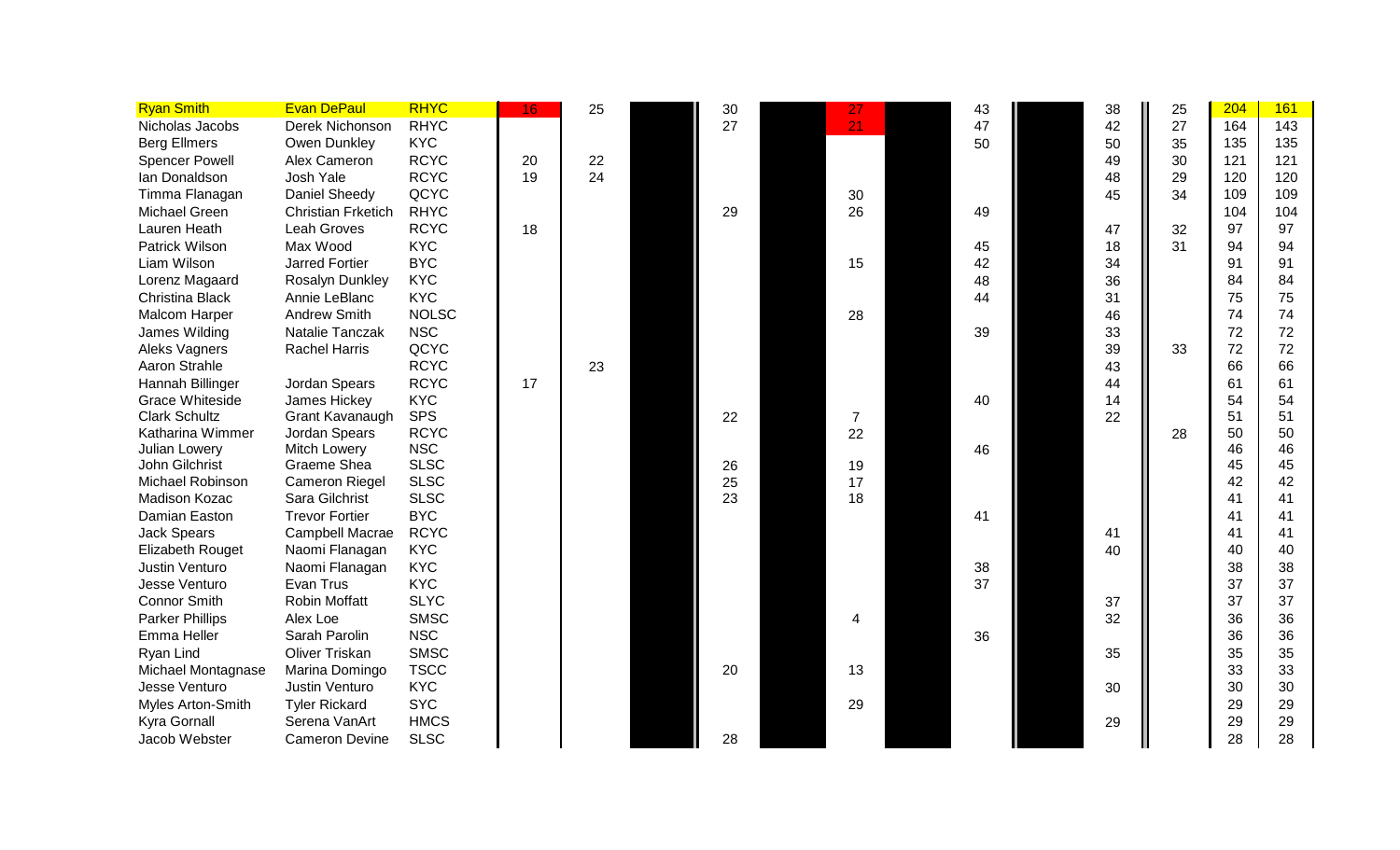| | | | | | | | | | | | |
|---|---|---|---|---|---|---|---|---|---|---|---|
| Ryan Smith | Evan DePaul | RHYC | 16 | 25 | 30 | 27 | 43 | 38 | 25 | 204 | 161 |
| Nicholas Jacobs | Derek Nichonson | RHYC | | | 27 | 21 | 47 | 42 | 27 | 164 | 143 |
| Berg Ellmers | Owen Dunkley | KYC | | | | | 50 | 50 | 35 | 135 | 135 |
| Spencer Powell | Alex Cameron | RCYC | 20 | 22 | | | | 49 | 30 | 121 | 121 |
| Ian Donaldson | Josh Yale | RCYC | 19 | 24 | | | | 48 | 29 | 120 | 120 |
| Timma Flanagan | Daniel Sheedy | QCYC | | | | 30 | | 45 | 34 | 109 | 109 |
| Michael Green | Christian Frketich | RHYC | | | 29 | 26 | 49 | | | 104 | 104 |
| Lauren Heath | Leah Groves | RCYC | 18 | | | | | 47 | 32 | 97 | 97 |
| Patrick Wilson | Max Wood | KYC | | | | | 45 | 18 | 31 | 94 | 94 |
| Liam Wilson | Jarred Fortier | BYC | | | | 15 | 42 | 34 | | 91 | 91 |
| Lorenz Magaard | Rosalyn Dunkley | KYC | | | | | 48 | 36 | | 84 | 84 |
| Christina Black | Annie LeBlanc | KYC | | | | | 44 | 31 | | 75 | 75 |
| Malcom Harper | Andrew Smith | NOLSC | | | | 28 | | 46 | | 74 | 74 |
| James Wilding | Natalie Tanczak | NSC | | | | | 39 | 33 | | 72 | 72 |
| Aleks Vagners | Rachel Harris | QCYC | | | | | | 39 | 33 | 72 | 72 |
| Aaron Strahle | | RCYC | | 23 | | | | 43 | | 66 | 66 |
| Hannah Billinger | Jordan Spears | RCYC | 17 | | | | | 44 | | 61 | 61 |
| Grace Whiteside | James Hickey | KYC | | | | | 40 | 14 | | 54 | 54 |
| Clark Schultz | Grant Kavanaugh | SPS | | | 22 | 7 | | 22 | | 51 | 51 |
| Katharina Wimmer | Jordan Spears | RCYC | | | | 22 | | | 28 | 50 | 50 |
| Julian Lowery | Mitch Lowery | NSC | | | | | 46 | | | 46 | 46 |
| John Gilchrist | Graeme Shea | SLSC | | | 26 | 19 | | | | 45 | 45 |
| Michael Robinson | Cameron Riegel | SLSC | | | 25 | 17 | | | | 42 | 42 |
| Madison Kozac | Sara Gilchrist | SLSC | | | 23 | 18 | | | | 41 | 41 |
| Damian Easton | Trevor Fortier | BYC | | | | | 41 | | | 41 | 41 |
| Jack Spears | Campbell Macrae | RCYC | | | | | | 41 | | 41 | 41 |
| Elizabeth Rouget | Naomi Flanagan | KYC | | | | | | 40 | | 40 | 40 |
| Justin Venturo | Naomi Flanagan | KYC | | | | | 38 | | | 38 | 38 |
| Jesse Venturo | Evan Trus | KYC | | | | | 37 | | | 37 | 37 |
| Connor Smith | Robin Moffatt | SLYC | | | | | | 37 | | 37 | 37 |
| Parker Phillips | Alex Loe | SMSC | | | | 4 | | 32 | | 36 | 36 |
| Emma Heller | Sarah Parolin | NSC | | | | | 36 | | | 36 | 36 |
| Ryan Lind | Oliver Triskan | SMSC | | | | | | 35 | | 35 | 35 |
| Michael Montagnase | Marina Domingo | TSCC | | | 20 | 13 | | | | 33 | 33 |
| Jesse Venturo | Justin Venturo | KYC | | | | | | 30 | | 30 | 30 |
| Myles Arton-Smith | Tyler Rickard | SYC | | | | 29 | | | | 29 | 29 |
| Kyra Gornall | Serena VanArt | HMCS | | | | | | 29 | | 29 | 29 |
| Jacob Webster | Cameron Devine | SLSC | | | 28 | | | | | 28 | 28 |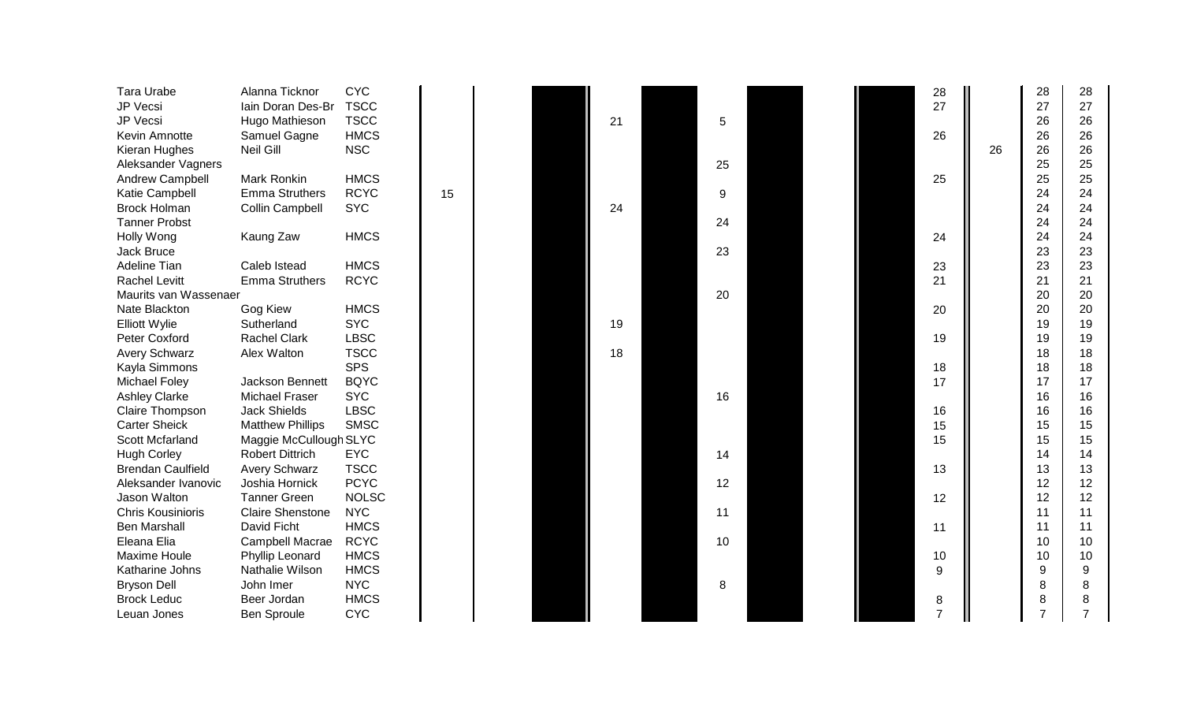| | | | | | | | | | | | |
|---|---|---|---|---|---|---|---|---|---|---|---|
| Tara Urabe | Alanna Ticknor | CYC | | | | | | 28 | | 28 | 28 |
| JP Vecsi | Iain Doran Des-Br | TSCC | | | | | | 27 | | 27 | 27 |
| JP Vecsi | Hugo Mathieson | TSCC | | | 21 | 5 | | | | 26 | 26 |
| Kevin Amnotte | Samuel Gagne | HMCS | | | | | | 26 | | 26 | 26 |
| Kieran Hughes | Neil Gill | NSC | | | | | | | 26 | 26 | 26 |
| Aleksander Vagners | | | | | | 25 | | | | 25 | 25 |
| Andrew Campbell | Mark Ronkin | HMCS | | | | | | 25 | | 25 | 25 |
| Katie Campbell | Emma Struthers | RCYC | 15 | | | 9 | | | | 24 | 24 |
| Brock Holman | Collin Campbell | SYC | | | 24 | | | | | 24 | 24 |
| Tanner Probst | | | | | | 24 | | | | 24 | 24 |
| Holly Wong | Kaung Zaw | HMCS | | | | | | 24 | | 24 | 24 |
| Jack Bruce | | | | | | 23 | | | | 23 | 23 |
| Adeline Tian | Caleb Istead | HMCS | | | | | | 23 | | 23 | 23 |
| Rachel Levitt | Emma Struthers | RCYC | | | | | | 21 | | 21 | 21 |
| Maurits van Wassenaer | | | | | | 20 | | | | 20 | 20 |
| Nate Blackton | Gog Kiew | HMCS | | | | | | 20 | | 20 | 20 |
| Elliott Wylie | Sutherland | SYC | | | 19 | | | | | 19 | 19 |
| Peter Coxford | Rachel Clark | LBSC | | | | | | 19 | | 19 | 19 |
| Avery Schwarz | Alex Walton | TSCC | | | 18 | | | | | 18 | 18 |
| Kayla Simmons | | SPS | | | | | | 18 | | 18 | 18 |
| Michael Foley | Jackson Bennett | BQYC | | | | | | 17 | | 17 | 17 |
| Ashley Clarke | Michael Fraser | SYC | | | | 16 | | | | 16 | 16 |
| Claire Thompson | Jack Shields | LBSC | | | | | | 16 | | 16 | 16 |
| Carter Sheick | Matthew Phillips | SMSC | | | | | | 15 | | 15 | 15 |
| Scott Mcfarland | Maggie McCullough | SLYC | | | | | | 15 | | 15 | 15 |
| Hugh Corley | Robert Dittrich | EYC | | | | 14 | | | | 14 | 14 |
| Brendan Caulfield | Avery Schwarz | TSCC | | | | | | 13 | | 13 | 13 |
| Aleksander Ivanovic | Joshia Hornick | PCYC | | | | 12 | | | | 12 | 12 |
| Jason Walton | Tanner Green | NOLSC | | | | | | 12 | | 12 | 12 |
| Chris Kousinioris | Claire Shenstone | NYC | | | | 11 | | | | 11 | 11 |
| Ben Marshall | David Ficht | HMCS | | | | | | 11 | | 11 | 11 |
| Eleana Elia | Campbell Macrae | RCYC | | | | 10 | | | | 10 | 10 |
| Maxime Houle | Phyllip Leonard | HMCS | | | | | | 10 | | 10 | 10 |
| Katharine Johns | Nathalie Wilson | HMCS | | | | | | 9 | | 9 | 9 |
| Bryson Dell | John Imer | NYC | | | | 8 | | | | 8 | 8 |
| Brock Leduc | Beer Jordan | HMCS | | | | | | 8 | | 8 | 8 |
| Leuan Jones | Ben Sproule | CYC | | | | | | 7 | | 7 | 7 |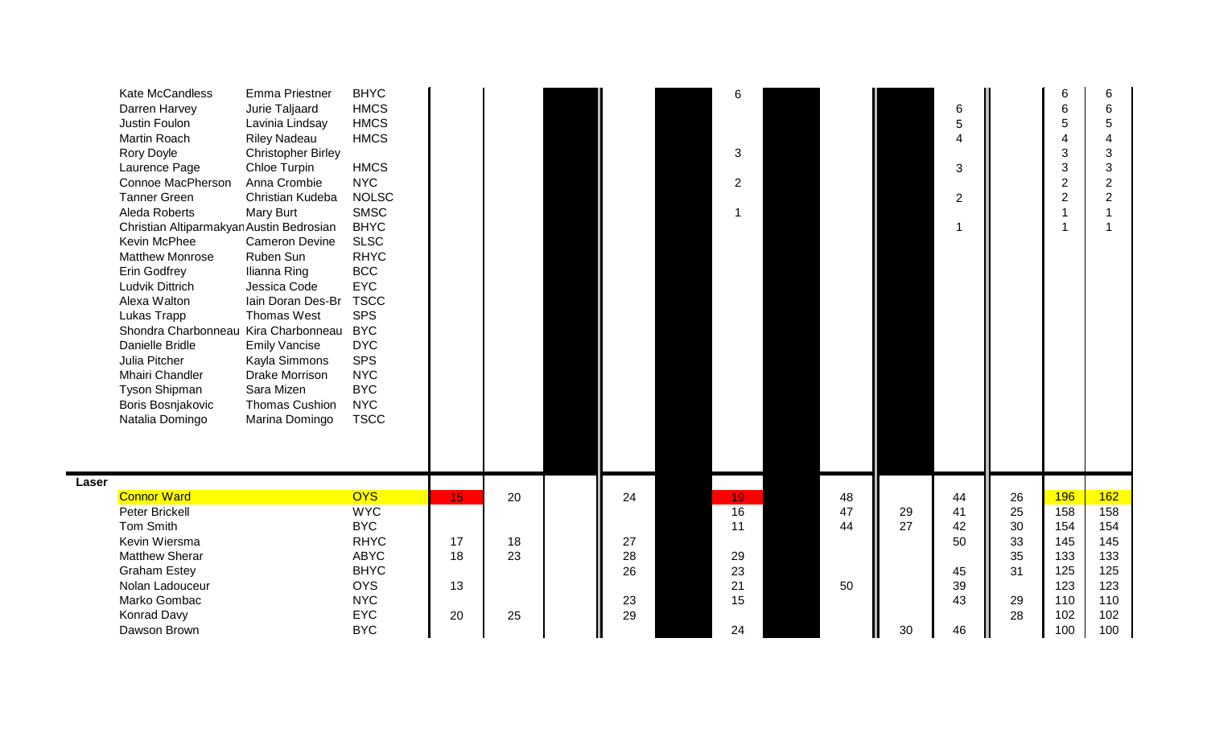| | | | | | | | | | | | | | | | |
|---|---|---|---|---|---|---|---|---|---|---|---|---|---|---|---|
| Kate McCandless | Emma Priestner | BHYC | | | | | | 6 | | | | | | 6 | 6 |
| Darren Harvey | Jurie Taljaard | HMCS | | | | | | | | | | 6 | | 6 | 6 |
| Justin Foulon | Lavinia Lindsay | HMCS | | | | | | | | | | 5 | | 5 | 5 |
| Martin Roach | Riley Nadeau | HMCS | | | | | | | | | | 4 | | 4 | 4 |
| Rory Doyle | Christopher Birley | | | | | | | 3 | | | | | | 3 | 3 |
| Laurence Page | Chloe Turpin | HMCS | | | | | | | | | | 3 | | 3 | 3 |
| Connoe MacPherson | Anna Crombie | NYC | | | | | | 2 | | | | | | 2 | 2 |
| Tanner Green | Christian Kudeba | NOLSC | | | | | | | | | | 2 | | 2 | 2 |
| Aleda Roberts | Mary Burt | SMSC | | | | | | 1 | | | | | | 1 | 1 |
| Christian Altiparmakyan | Austin Bedrosian | BHYC | | | | | | | | | | 1 | | 1 | 1 |
| Kevin McPhee | Cameron Devine | SLSC | | | | | | | | | | | | | |
| Matthew Monrose | Ruben Sun | RHYC | | | | | | | | | | | | | |
| Erin Godfrey | Ilianna Ring | BCC | | | | | | | | | | | | | |
| Ludvik Dittrich | Jessica Code | EYC | | | | | | | | | | | | | |
| Alexa Walton | Iain Doran Des-Br | TSCC | | | | | | | | | | | | | |
| Lukas Trapp | Thomas West | SPS | | | | | | | | | | | | | |
| Shondra Charbonneau | Kira Charbonneau | BYC | | | | | | | | | | | | | |
| Danielle Bridle | Emily Vancise | DYC | | | | | | | | | | | | | |
| Julia Pitcher | Kayla Simmons | SPS | | | | | | | | | | | | | |
| Mhairi Chandler | Drake Morrison | NYC | | | | | | | | | | | | | |
| Tyson Shipman | Sara Mizen | BYC | | | | | | | | | | | | | |
| Boris Bosnjakovic | Thomas Cushion | NYC | | | | | | | | | | | | | |
| Natalia Domingo | Marina Domingo | TSCC | | | | | | | | | | | | | |
| **Laser** | | | | | | | | | | | | | | | |
| Connor Ward | | OYS | 15 | 20 | | 24 | | 19 | | 48 | | 44 | 26 | 196 | 162 |
| Peter Brickell | | WYC | | | | | | 16 | | 47 | 29 | 41 | 25 | 158 | 158 |
| Tom Smith | | BYC | | | | | | 11 | | 44 | 27 | 42 | 30 | 154 | 154 |
| Kevin Wiersma | | RHYC | 17 | 18 | | 27 | | | | | | 50 | 33 | 145 | 145 |
| Matthew Sherar | | ABYC | 18 | 23 | | 28 | | 29 | | | | | 35 | 133 | 133 |
| Graham Estey | | BHYC | | | | 26 | | 23 | | | | 45 | 31 | 125 | 125 |
| Nolan Ladouceur | | OYS | 13 | | | | | 21 | | 50 | | 39 | | 123 | 123 |
| Marko Gombac | | NYC | | | | 23 | | 15 | | | | 43 | 29 | 110 | 110 |
| Konrad Davy | | EYC | 20 | 25 | | 29 | | | | | | | 28 | 102 | 102 |
| Dawson Brown | | BYC | | | | | | 24 | | | 30 | 46 | | 100 | 100 |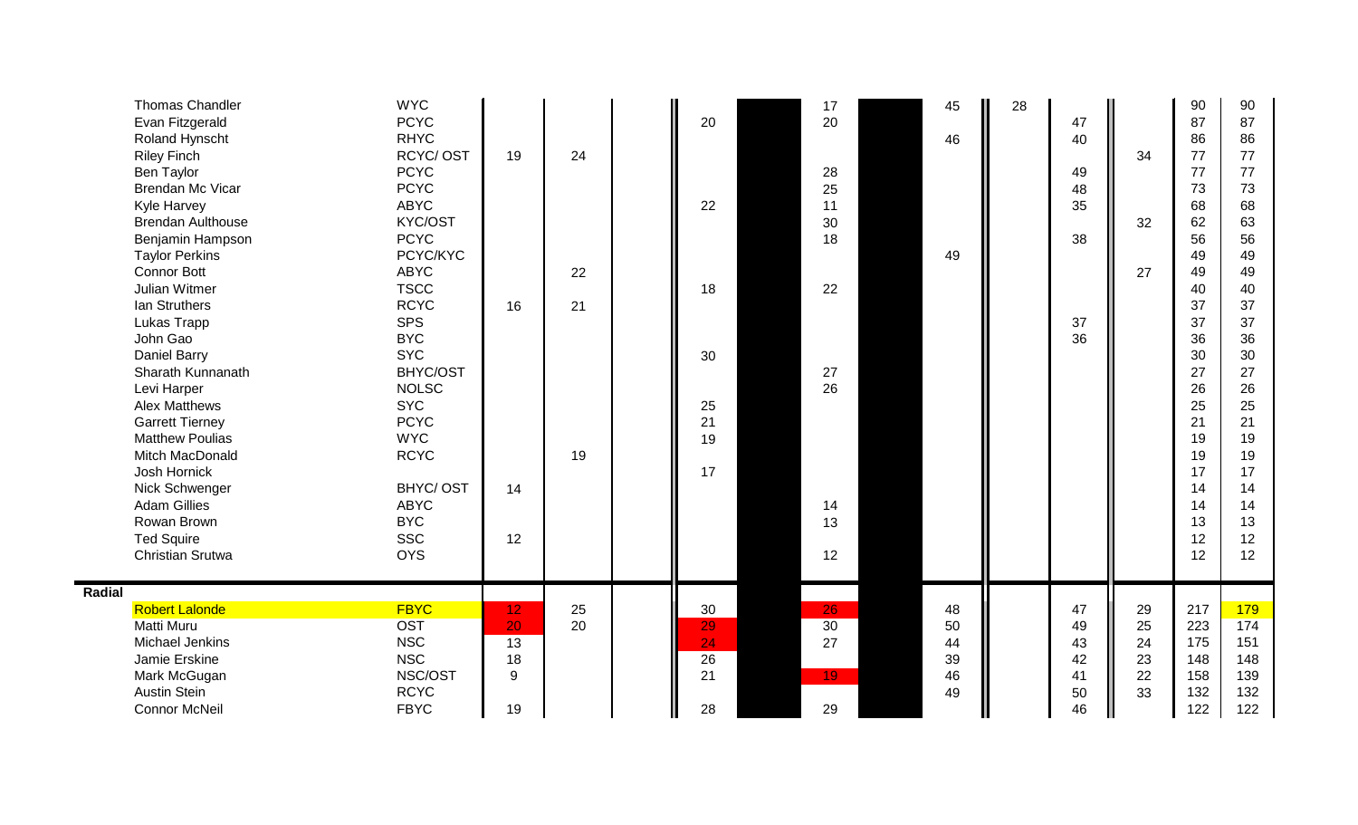| | | | | | | | | | | | | | | |
|---|---|---|---|---|---|---|---|---|---|---|---|---|---|---|
| Thomas Chandler | WYC | | | | | | 17 | | 45 | 28 | | | 90 | 90 |
| Evan Fitzgerald | PCYC | | | | 20 | | 20 | | | | 47 | | 87 | 87 |
| Roland Hynscht | RHYC | | | | | | | | 46 | | 40 | | 86 | 86 |
| Riley Finch | RCYC/ OST | 19 | 24 | | | | | | | | | 34 | 77 | 77 |
| Ben Taylor | PCYC | | | | | | 28 | | | | 49 | | 77 | 77 |
| Brendan Mc Vicar | PCYC | | | | | | 25 | | | | 48 | | 73 | 73 |
| Kyle Harvey | ABYC | | | | 22 | | 11 | | | | 35 | | 68 | 68 |
| Brendan Aulthouse | KYC/OST | | | | | | 30 | | | | | 32 | 62 | 63 |
| Benjamin Hampson | PCYC | | | | | | 18 | | | | 38 | | 56 | 56 |
| Taylor Perkins | PCYC/KYC | | | | | | | | 49 | | | | 49 | 49 |
| Connor Bott | ABYC | | 22 | | | | | | | | | 27 | 49 | 49 |
| Julian Witmer | TSCC | | | | 18 | | 22 | | | | | | 40 | 40 |
| Ian Struthers | RCYC | 16 | 21 | | | | | | | | | | 37 | 37 |
| Lukas Trapp | SPS | | | | | | | | | | 37 | | 37 | 37 |
| John Gao | BYC | | | | | | | | | | 36 | | 36 | 36 |
| Daniel Barry | SYC | | | | 30 | | | | | | | | 30 | 30 |
| Sharath Kunnanath | BHYC/OST | | | | | | 27 | | | | | | 27 | 27 |
| Levi Harper | NOLSC | | | | | | 26 | | | | | | 26 | 26 |
| Alex Matthews | SYC | | | | 25 | | | | | | | | 25 | 25 |
| Garrett Tierney | PCYC | | | | 21 | | | | | | | | 21 | 21 |
| Matthew Poulias | WYC | | | | 19 | | | | | | | | 19 | 19 |
| Mitch MacDonald | RCYC | | 19 | | | | | | | | | | 19 | 19 |
| Josh Hornick | | | | | 17 | | | | | | | | 17 | 17 |
| Nick Schwenger | BHYC/ OST | 14 | | | | | | | | | | | 14 | 14 |
| Adam Gillies | ABYC | | | | | | 14 | | | | | | 14 | 14 |
| Rowan Brown | BYC | | | | | | 13 | | | | | | 13 | 13 |
| Ted Squire | SSC | 12 | | | | | | | | | | | 12 | 12 |
| Christian Srutwa | OYS | | | | | | 12 | | | | | | 12 | 12 |
| **Radial** | | | | | | | | | | | | | | |
| Robert Lalonde | FBYC | 12 | 25 | | 30 | | 26 | | 48 | | 47 | 29 | 217 | 179 |
| Matti Muru | OST | 20 | 20 | | 29 | | 30 | | 50 | | 49 | 25 | 223 | 174 |
| Michael Jenkins | NSC | 13 | | | 24 | | 27 | | 44 | | 43 | 24 | 175 | 151 |
| Jamie Erskine | NSC | 18 | | | 26 | | | | 39 | | 42 | 23 | 148 | 148 |
| Mark McGugan | NSC/OST | 9 | | | 21 | | 19 | | 46 | | 41 | 22 | 158 | 139 |
| Austin Stein | RCYC | | | | | | | | 49 | | 50 | 33 | 132 | 132 |
| Connor McNeil | FBYC | 19 | | | 28 | | 29 | | | | 46 | | 122 | 122 |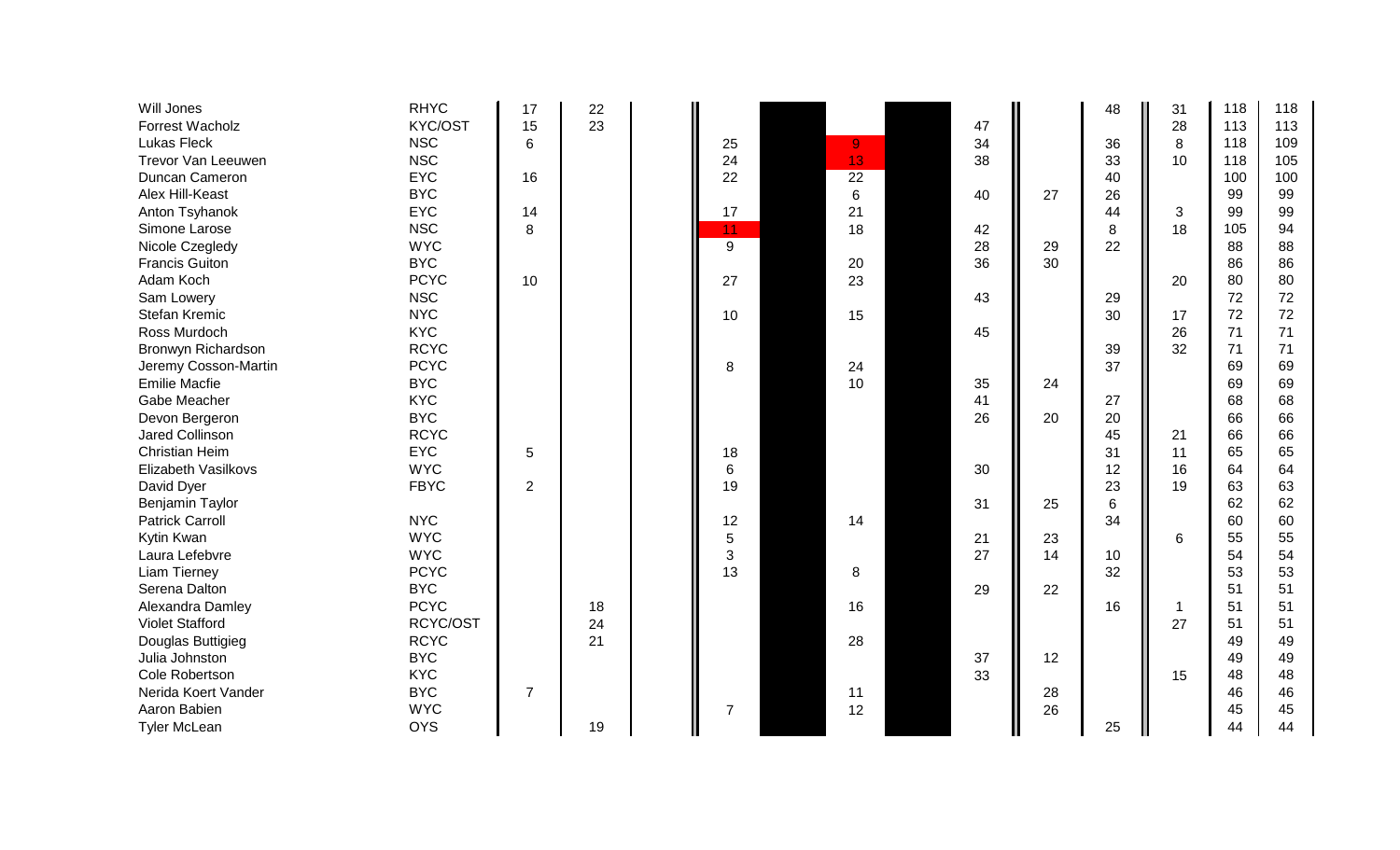| | | | | | | | | | | | | | | |
|---|---|---|---|---|---|---|---|---|---|---|---|---|---|---|
| Will Jones | RHYC | 17 | 22 | | | | | | | | 48 | 31 | 118 | 118 |
| Forrest Wacholz | KYC/OST | 15 | 23 | | | | | | 47 | | | 28 | 113 | 113 |
| Lukas Fleck | NSC | 6 | | | 25 | | 9 | | 34 | | 36 | 8 | 118 | 109 |
| Trevor Van Leeuwen | NSC | | | | 24 | | 13 | | 38 | | 33 | 10 | 118 | 105 |
| Duncan Cameron | EYC | 16 | | | 22 | | 22 | | | | 40 | | 100 | 100 |
| Alex Hill-Keast | BYC | | | | | | 6 | | 40 | 27 | 26 | | 99 | 99 |
| Anton Tsyhanok | EYC | 14 | | | 17 | | 21 | | | | 44 | 3 | 99 | 99 |
| Simone Larose | NSC | 8 | | | 11 | | 18 | | 42 | | 8 | 18 | 105 | 94 |
| Nicole Czegledy | WYC | | | | 9 | | | | 28 | 29 | 22 | | 88 | 88 |
| Francis Guiton | BYC | | | | | | 20 | | 36 | 30 | | | 86 | 86 |
| Adam Koch | PCYC | 10 | | | 27 | | 23 | | | | | 20 | 80 | 80 |
| Sam Lowery | NSC | | | | | | | | 43 | | 29 | | 72 | 72 |
| Stefan Kremic | NYC | | | | 10 | | 15 | | | | 30 | 17 | 72 | 72 |
| Ross Murdoch | KYC | | | | | | | | 45 | | | 26 | 71 | 71 |
| Bronwyn Richardson | RCYC | | | | | | | | | | 39 | 32 | 71 | 71 |
| Jeremy Cosson-Martin | PCYC | | | | 8 | | 24 | | | | 37 | | 69 | 69 |
| Emilie Macfie | BYC | | | | | | 10 | | 35 | 24 | | | 69 | 69 |
| Gabe Meacher | KYC | | | | | | | | 41 | | 27 | | 68 | 68 |
| Devon Bergeron | BYC | | | | | | | | 26 | 20 | 20 | | 66 | 66 |
| Jared Collinson | RCYC | | | | | | | | | | 45 | 21 | 66 | 66 |
| Christian Heim | EYC | 5 | | | 18 | | | | | | 31 | 11 | 65 | 65 |
| Elizabeth Vasilkovs | WYC | | | | 6 | | | | 30 | | 12 | 16 | 64 | 64 |
| David Dyer | FBYC | 2 | | | 19 | | | | | | 23 | 19 | 63 | 63 |
| Benjamin Taylor | | | | | | | | | 31 | 25 | 6 | | 62 | 62 |
| Patrick Carroll | NYC | | | | 12 | | 14 | | | | 34 | | 60 | 60 |
| Kytin Kwan | WYC | | | | 5 | | | | 21 | 23 | | 6 | 55 | 55 |
| Laura Lefebvre | WYC | | | | 3 | | | | 27 | 14 | 10 | | 54 | 54 |
| Liam Tierney | PCYC | | | | 13 | | 8 | | | | 32 | | 53 | 53 |
| Serena Dalton | BYC | | | | | | | | 29 | 22 | | | 51 | 51 |
| Alexandra Damley | PCYC | | 18 | | | | 16 | | | | 16 | 1 | 51 | 51 |
| Violet Stafford | RCYC/OST | | 24 | | | | | | | | | 27 | 51 | 51 |
| Douglas Buttigieg | RCYC | | 21 | | | | 28 | | | | | | 49 | 49 |
| Julia Johnston | BYC | | | | | | | | 37 | 12 | | | 49 | 49 |
| Cole Robertson | KYC | | | | | | | | 33 | | | 15 | 48 | 48 |
| Nerida Koert Vander | BYC | 7 | | | | | 11 | | | 28 | | | 46 | 46 |
| Aaron Babien | WYC | | | | 7 | | 12 | | | 26 | | | 45 | 45 |
| Tyler McLean | OYS | | 19 | | | | | | | | 25 | | 44 | 44 |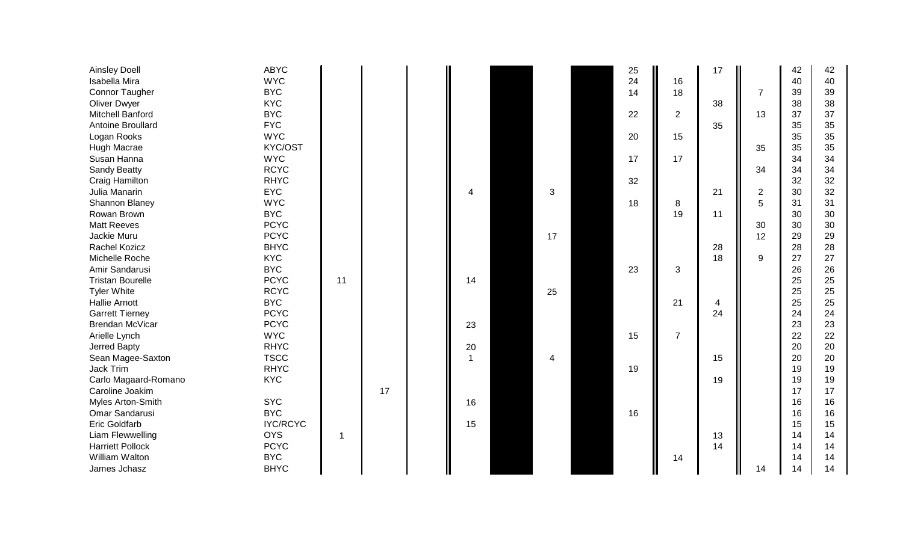| | | | | | | | | | | | | | | |
|---|---|---|---|---|---|---|---|---|---|---|---|---|---|---|
| Ainsley Doell | ABYC | | | | | | | | 25 | | 17 | | 42 | 42 |
| Isabella Mira | WYC | | | | | | | | 24 | 16 | | | 40 | 40 |
| Connor Taugher | BYC | | | | | | | | 14 | 18 | | 7 | 39 | 39 |
| Oliver Dwyer | KYC | | | | | | | | | | 38 | | 38 | 38 |
| Mitchell Banford | BYC | | | | | | | | 22 | 2 | | 13 | 37 | 37 |
| Antoine Broullard | FYC | | | | | | | | | | 35 | | 35 | 35 |
| Logan Rooks | WYC | | | | | | | | 20 | 15 | | | 35 | 35 |
| Hugh Macrae | KYC/OST | | | | | | | | | | | 35 | 35 | 35 |
| Susan Hanna | WYC | | | | | | | | 17 | 17 | | | 34 | 34 |
| Sandy Beatty | RCYC | | | | | | | | | | | 34 | 34 | 34 |
| Craig Hamilton | RHYC | | | | | | | | 32 | | | | 32 | 32 |
| Julia Manarin | EYC | | | | 4 | | 3 | | | | 21 | 2 | 30 | 32 |
| Shannon Blaney | WYC | | | | | | | | 18 | 8 | | 5 | 31 | 31 |
| Rowan Brown | BYC | | | | | | | | | 19 | 11 | | 30 | 30 |
| Matt Reeves | PCYC | | | | | | | | | | | 30 | 30 | 30 |
| Jackie Muru | PCYC | | | | | | 17 | | | | | 12 | 29 | 29 |
| Rachel Kozicz | BHYC | | | | | | | | | | 28 | | 28 | 28 |
| Michelle Roche | KYC | | | | | | | | | | 18 | 9 | 27 | 27 |
| Amir Sandarusi | BYC | | | | | | | | 23 | 3 | | | 26 | 26 |
| Tristan Bourelle | PCYC | 11 | | | 14 | | | | | | | | 25 | 25 |
| Tyler White | RCYC | | | | | | 25 | | | | | | 25 | 25 |
| Hallie Arnott | BYC | | | | | | | | | 21 | 4 | | 25 | 25 |
| Garrett Tierney | PCYC | | | | | | | | | | 24 | | 24 | 24 |
| Brendan McVicar | PCYC | | | | 23 | | | | | | | | 23 | 23 |
| Arielle Lynch | WYC | | | | | | | | 15 | 7 | | | 22 | 22 |
| Jerred Bapty | RHYC | | | | 20 | | | | | | | | 20 | 20 |
| Sean Magee-Saxton | TSCC | | | | 1 | | 4 | | | | 15 | | 20 | 20 |
| Jack Trim | RHYC | | | | | | | | 19 | | | | 19 | 19 |
| Carlo Magaard-Romano | KYC | | | | | | | | | | 19 | | 19 | 19 |
| Caroline Joakim | | | 17 | | | | | | | | | | 17 | 17 |
| Myles Arton-Smith | SYC | | | | 16 | | | | | | | | 16 | 16 |
| Omar Sandarusi | BYC | | | | | | | | 16 | | | | 16 | 16 |
| Eric Goldfarb | IYC/RCYC | | | | 15 | | | | | | | | 15 | 15 |
| Liam Flewwelling | OYS | 1 | | | | | | | | | 13 | | 14 | 14 |
| Harriett Pollock | PCYC | | | | | | | | | | 14 | | 14 | 14 |
| William Walton | BYC | | | | | | | | | 14 | | | 14 | 14 |
| James Jchasz | BHYC | | | | | | | | | | | 14 | 14 | 14 |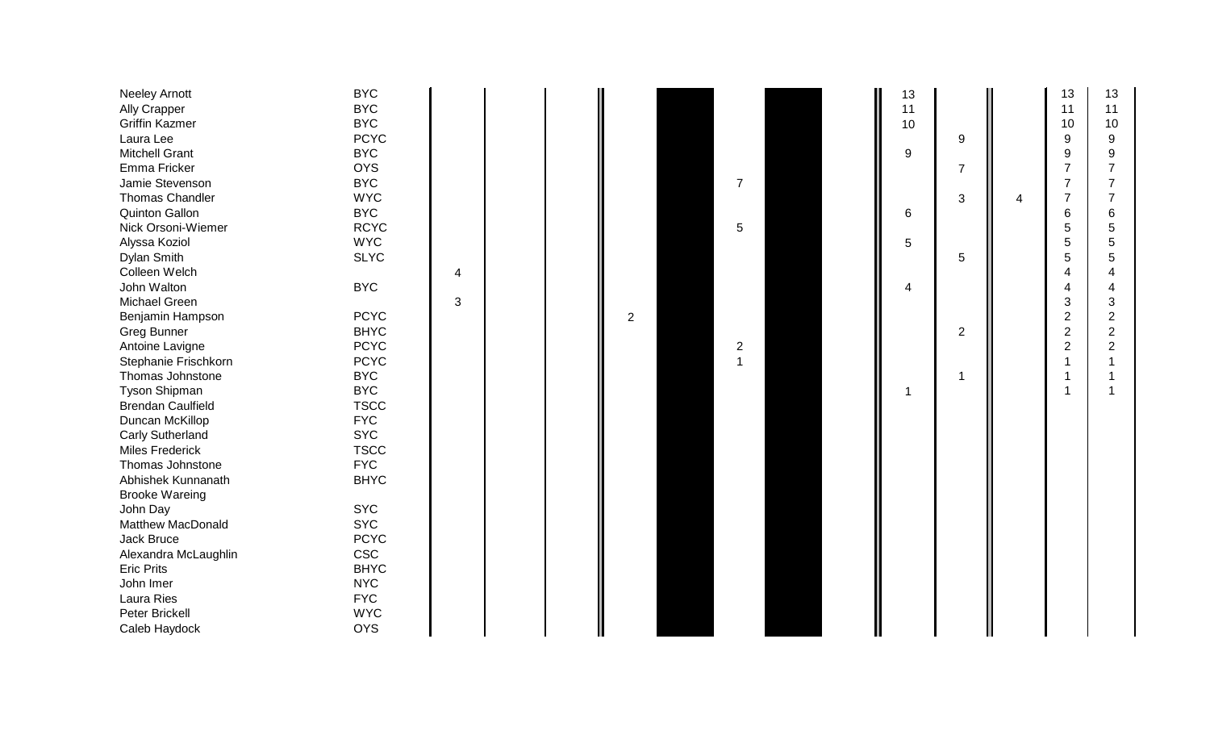| | | | | | | | | | | | | | | |
|---|---|---|---|---|---|---|---|---|---|---|---|---|---|---|
| Neeley Arnott | BYC | | | | | | | | | 13 | | | 13 | 13 |
| Ally Crapper | BYC | | | | | | | | | 11 | | | 11 | 11 |
| Griffin Kazmer | BYC | | | | | | | | | 10 | | | 10 | 10 |
| Laura Lee | PCYC | | | | | | | | | | 9 | | 9 | 9 |
| Mitchell Grant | BYC | | | | | | | | | 9 | | | 9 | 9 |
| Emma Fricker | OYS | | | | | | | | | | 7 | | 7 | 7 |
| Jamie Stevenson | BYC | | | | | | 7 | | | | | | 7 | 7 |
| Thomas Chandler | WYC | | | | | | | | | | 3 | 4 | 7 | 7 |
| Quinton Gallon | BYC | | | | | | | | | 6 | | | 6 | 6 |
| Nick Orsoni-Wiemer | RCYC | | | | | | 5 | | | | | | 5 | 5 |
| Alyssa Koziol | WYC | | | | | | | | | 5 | | | 5 | 5 |
| Dylan Smith | SLYC | | | | | | | | | | 5 | | 5 | 5 |
| Colleen Welch | | 4 | | | | | | | | | | | 4 | 4 |
| John Walton | BYC | | | | | | | | | 4 | | | 4 | 4 |
| Michael Green | | 3 | | | | | | | | | | | 3 | 3 |
| Benjamin Hampson | PCYC | | | | 2 | | | | | | | | 2 | 2 |
| Greg Bunner | BHYC | | | | | | | | | | 2 | | 2 | 2 |
| Antoine Lavigne | PCYC | | | | | | 2 | | | | | | 2 | 2 |
| Stephanie Frischkorn | PCYC | | | | | | 1 | | | | | | 1 | 1 |
| Thomas Johnstone | BYC | | | | | | | | | | 1 | | 1 | 1 |
| Tyson Shipman | BYC | | | | | | | | | 1 | | | 1 | 1 |
| Brendan Caulfield | TSCC | | | | | | | | | | | | | |
| Duncan McKillop | FYC | | | | | | | | | | | | | |
| Carly Sutherland | SYC | | | | | | | | | | | | | |
| Miles Frederick | TSCC | | | | | | | | | | | | | |
| Thomas Johnstone | FYC | | | | | | | | | | | | | |
| Abhishek Kunnanath | BHYC | | | | | | | | | | | | | |
| Brooke Wareing | | | | | | | | | | | | | | |
| John Day | SYC | | | | | | | | | | | | | |
| Matthew MacDonald | SYC | | | | | | | | | | | | | |
| Jack Bruce | PCYC | | | | | | | | | | | | | |
| Alexandra McLaughlin | CSC | | | | | | | | | | | | | |
| Eric Prits | BHYC | | | | | | | | | | | | | |
| John Imer | NYC | | | | | | | | | | | | | |
| Laura Ries | FYC | | | | | | | | | | | | | |
| Peter Brickell | WYC | | | | | | | | | | | | | |
| Caleb Haydock | OYS | | | | | | | | | | | | | |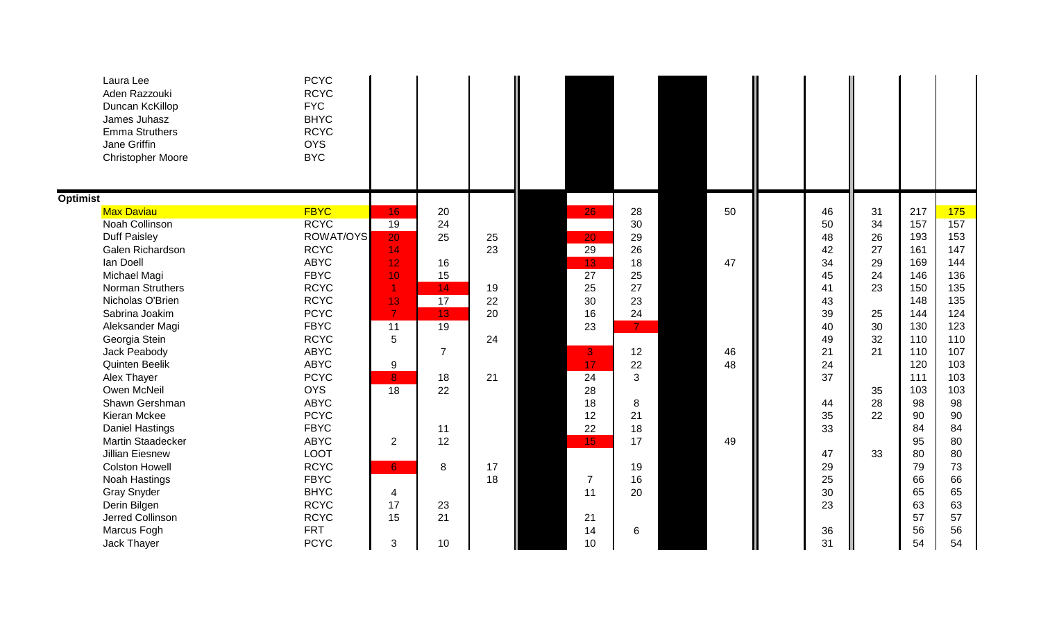| | | | | | | | | | | | |
|---|---|---|---|---|---|---|---|---|---|---|---|
| Laura Lee | PCYC | | | | | | | | | | |
| Aden Razzouki | RCYC | | | | | | | | | | |
| Duncan KcKillop | FYC | | | | | | | | | | |
| James Juhasz | BHYC | | | | | | | | | | |
| Emma Struthers | RCYC | | | | | | | | | | |
| Jane Griffin | OYS | | | | | | | | | | |
| Christopher Moore | BYC | | | | | | | | | | |
| **Optimist** | | | | | | | | | | | |
| Max Daviau | FBYC | 16 | 20 | | 26 | 28 | 50 | 46 | 31 | 217 | 175 |
| Noah Collinson | RCYC | 19 | 24 | | | 30 | | 50 | 34 | 157 | 157 |
| Duff Paisley | ROWAT/OYS | 20 | 25 | 25 | 20 | 29 | | 48 | 26 | 193 | 153 |
| Galen Richardson | RCYC | 14 | | 23 | 29 | 26 | | 42 | 27 | 161 | 147 |
| Ian Doell | ABYC | 12 | 16 | | 13 | 18 | 47 | 34 | 29 | 169 | 144 |
| Michael Magi | FBYC | 10 | 15 | | 27 | 25 | | 45 | 24 | 146 | 136 |
| Norman Struthers | RCYC | 1 | 14 | 19 | 25 | 27 | | 41 | 23 | 150 | 135 |
| Nicholas O'Brien | RCYC | 13 | 17 | 22 | 30 | 23 | | 43 | | 148 | 135 |
| Sabrina Joakim | PCYC | 7 | 13 | 20 | 16 | 24 | | 39 | 25 | 144 | 124 |
| Aleksander Magi | FBYC | 11 | 19 | | 23 | 7 | | 40 | 30 | 130 | 123 |
| Georgia Stein | RCYC | 5 | | 24 | | | | 49 | 32 | 110 | 110 |
| Jack Peabody | ABYC | | 7 | | 3 | 12 | 46 | 21 | 21 | 110 | 107 |
| Quinten Beelik | ABYC | 9 | | | 17 | 22 | 48 | 24 | | 120 | 103 |
| Alex Thayer | PCYC | 8 | 18 | 21 | 24 | 3 | | 37 | | 111 | 103 |
| Owen McNeil | OYS | 18 | 22 | | 28 | | | | 35 | 103 | 103 |
| Shawn Gershman | ABYC | | | | 18 | 8 | | 44 | 28 | 98 | 98 |
| Kieran Mckee | PCYC | | | | 12 | 21 | | 35 | 22 | 90 | 90 |
| Daniel Hastings | FBYC | | 11 | | 22 | 18 | | 33 | | 84 | 84 |
| Martin Staadecker | ABYC | 2 | 12 | | 15 | 17 | 49 | | | 95 | 80 |
| Jillian Eiesnew | LOOT | | | | | | | 47 | 33 | 80 | 80 |
| Colston Howell | RCYC | 6 | 8 | 17 | | 19 | | 29 | | 79 | 73 |
| Noah Hastings | FBYC | | | 18 | 7 | 16 | | 25 | | 66 | 66 |
| Gray Snyder | BHYC | 4 | | | 11 | 20 | | 30 | | 65 | 65 |
| Derin Bilgen | RCYC | 17 | 23 | | | | | 23 | | 63 | 63 |
| Jerred Collinson | RCYC | 15 | 21 | | 21 | | | | | 57 | 57 |
| Marcus Fogh | FRT | | | | 14 | 6 | | 36 | | 56 | 56 |
| Jack Thayer | PCYC | 3 | 10 | | 10 | | | 31 | | 54 | 54 |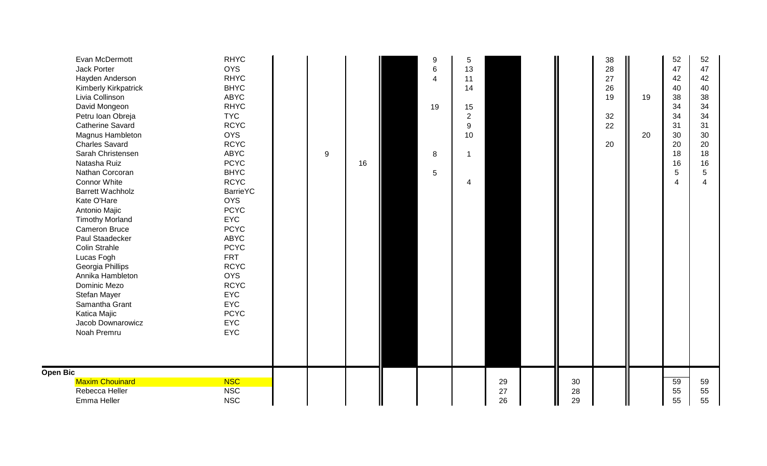| | | | | | | | | | | | | | | |
|---|---|---|---|---|---|---|---|---|---|---|---|---|---|---|
| Evan McDermott | RHYC | | | | | 9 | 5 | | | | 38 | | 52 | 52 |
| Jack Porter | OYS | | | | | 6 | 13 | | | | 28 | | 47 | 47 |
| Hayden Anderson | RHYC | | | | | 4 | 11 | | | | 27 | | 42 | 42 |
| Kimberly Kirkpatrick | BHYC | | | | | | 14 | | | | 26 | | 40 | 40 |
| Livia Collinson | ABYC | | | | | | | | | | 19 | 19 | 38 | 38 |
| David Mongeon | RHYC | | | | | 19 | 15 | | | | | | 34 | 34 |
| Petru Ioan Obreja | TYC | | | | | | 2 | | | | 32 | | 34 | 34 |
| Catherine Savard | RCYC | | | | | | 9 | | | | 22 | | 31 | 31 |
| Magnus Hambleton | OYS | | | | | | 10 | | | | | 20 | 30 | 30 |
| Charles Savard | RCYC | | | | | | | | | | 20 | | 20 | 20 |
| Sarah Christensen | ABYC | | 9 | | | 8 | 1 | | | | | | 18 | 18 |
| Natasha Ruiz | PCYC | | | 16 | | | | | | | | | 16 | 16 |
| Nathan Corcoran | BHYC | | | | | 5 | | | | | | | 5 | 5 |
| Connor White | RCYC | | | | | | 4 | | | | | | 4 | 4 |
| Barrett Wachholz | BarrieYC | | | | | | | | | | | | | |
| Kate O'Hare | OYS | | | | | | | | | | | | | |
| Antonio Majic | PCYC | | | | | | | | | | | | | |
| Timothy Morland | EYC | | | | | | | | | | | | | |
| Cameron Bruce | PCYC | | | | | | | | | | | | | |
| Paul Staadecker | ABYC | | | | | | | | | | | | | |
| Colin Strahle | PCYC | | | | | | | | | | | | | |
| Lucas Fogh | FRT | | | | | | | | | | | | | |
| Georgia Phillips | RCYC | | | | | | | | | | | | | |
| Annika Hambleton | OYS | | | | | | | | | | | | | |
| Dominic Mezo | RCYC | | | | | | | | | | | | | |
| Stefan Mayer | EYC | | | | | | | | | | | | | |
| Samantha Grant | EYC | | | | | | | | | | | | | |
| Katica Majic | PCYC | | | | | | | | | | | | | |
| Jacob Downarowicz | EYC | | | | | | | | | | | | | |
| Noah Premru | EYC | | | | | | | | | | | | | |

**Open Bic**

| | | | | | | | | | | | | | | |
|---|---|---|---|---|---|---|---|---|---|---|---|---|---|---|
| Maxim Chouinard | NSC | | | | | | | 29 | | 30 | | | 59 | 59 |
| Rebecca Heller | NSC | | | | | | | 27 | | 28 | | | 55 | 55 |
| Emma Heller | NSC | | | | | | | 26 | | 29 | | | 55 | 55 |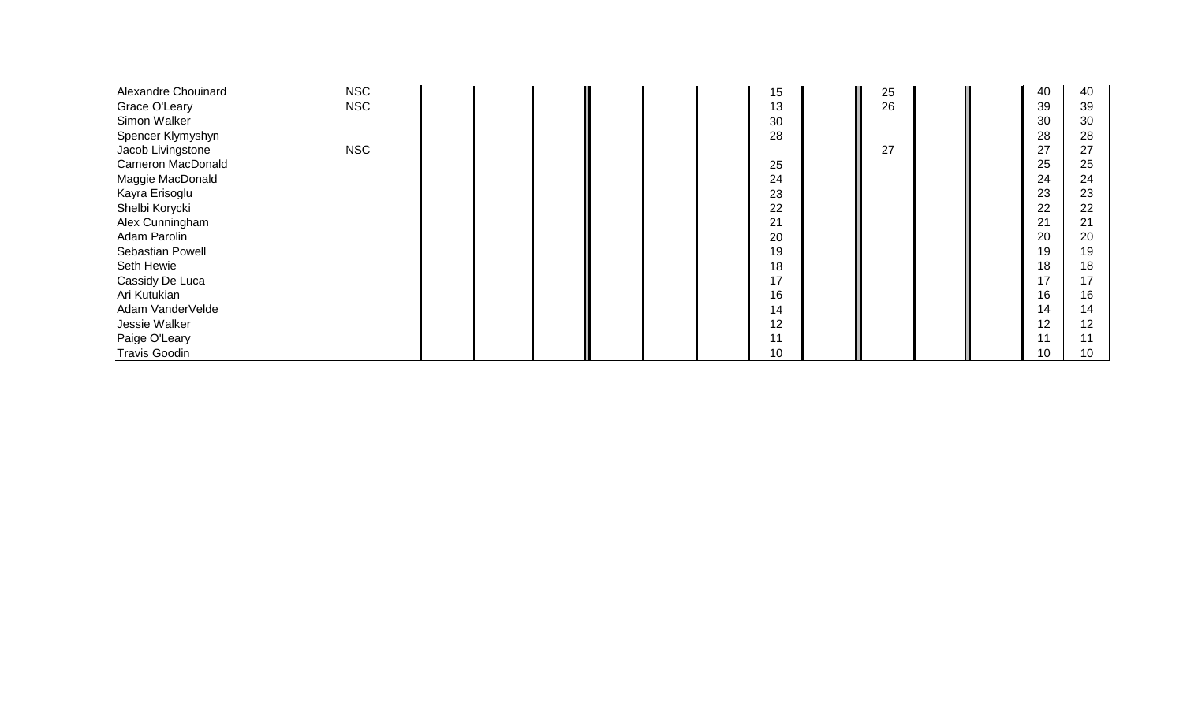| | | | | | | | | | | | | | | |
|---|---|---|---|---|---|---|---|---|---|---|---|---|---|---|
| Alexandre Chouinard | NSC | | | | | | | 15 | | 25 | | | 40 | 40 |
| Grace O'Leary | NSC | | | | | | | 13 | | 26 | | | 39 | 39 |
| Simon Walker | | | | | | | | 30 | | | | | 30 | 30 |
| Spencer Klymyshyn | | | | | | | | 28 | | | | | 28 | 28 |
| Jacob Livingstone | NSC | | | | | | | | | 27 | | | 27 | 27 |
| Cameron MacDonald | | | | | | | | 25 | | | | | 25 | 25 |
| Maggie MacDonald | | | | | | | | 24 | | | | | 24 | 24 |
| Kayra Erisoglu | | | | | | | | 23 | | | | | 23 | 23 |
| Shelbi Korycki | | | | | | | | 22 | | | | | 22 | 22 |
| Alex Cunningham | | | | | | | | 21 | | | | | 21 | 21 |
| Adam Parolin | | | | | | | | 20 | | | | | 20 | 20 |
| Sebastian Powell | | | | | | | | 19 | | | | | 19 | 19 |
| Seth Hewie | | | | | | | | 18 | | | | | 18 | 18 |
| Cassidy De Luca | | | | | | | | 17 | | | | | 17 | 17 |
| Ari Kutukian | | | | | | | | 16 | | | | | 16 | 16 |
| Adam VanderVelde | | | | | | | | 14 | | | | | 14 | 14 |
| Jessie Walker | | | | | | | | 12 | | | | | 12 | 12 |
| Paige O'Leary | | | | | | | | 11 | | | | | 11 | 11 |
| Travis Goodin | | | | | | | | 10 | | | | | 10 | 10 |